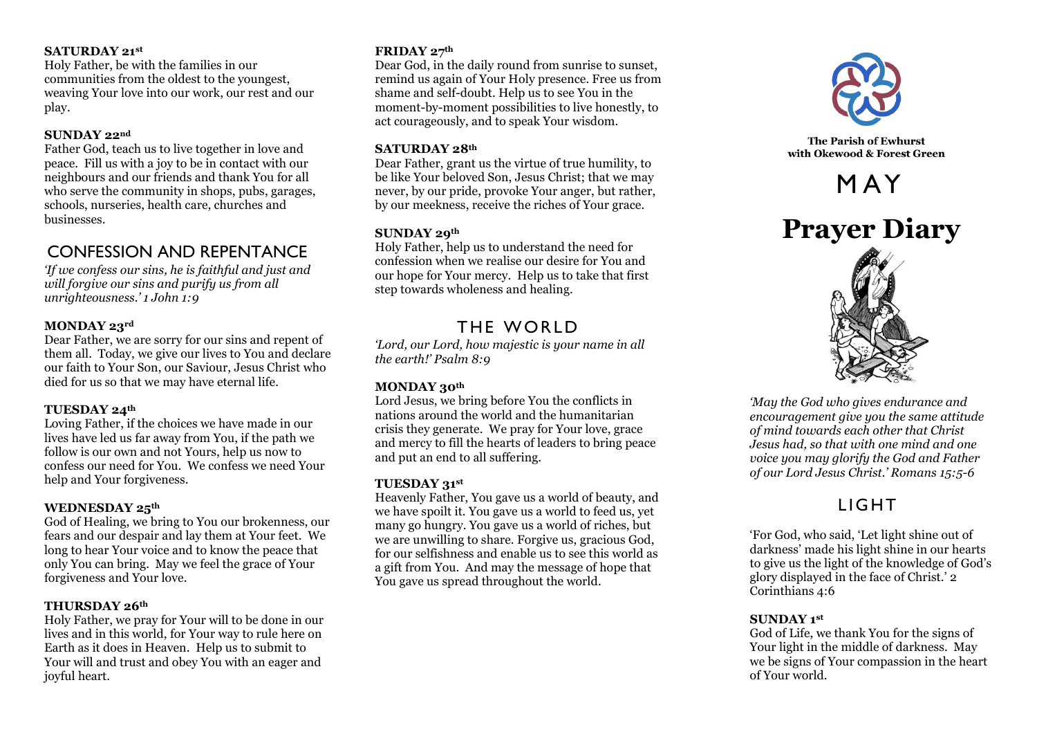**SATURDAY 21st**
Holy Father, be with the families in our communities from the oldest to the youngest, weaving Your love into our work, our rest and our play.

**SUNDAY 22nd**
Father God, teach us to live together in love and peace. Fill us with a joy to be in contact with our neighbours and our friends and thank You for all who serve the community in shops, pubs, garages, schools, nurseries, health care, churches and businesses.

## CONFESSION AND REPENTANCE

*'If we confess our sins, he is faithful and just and will forgive our sins and purify us from all unrighteousness.' 1 John 1:9*

**MONDAY 23rd**
Dear Father, we are sorry for our sins and repent of them all. Today, we give our lives to You and declare our faith to Your Son, our Saviour, Jesus Christ who died for us so that we may have eternal life.

**TUESDAY 24th**
Loving Father, if the choices we have made in our lives have led us far away from You, if the path we follow is our own and not Yours, help us now to confess our need for You. We confess we need Your help and Your forgiveness.

**WEDNESDAY 25th**
God of Healing, we bring to You our brokenness, our fears and our despair and lay them at Your feet. We long to hear Your voice and to know the peace that only You can bring. May we feel the grace of Your forgiveness and Your love.

**THURSDAY 26th**
Holy Father, we pray for Your will to be done in our lives and in this world, for Your way to rule here on Earth as it does in Heaven. Help us to submit to Your will and trust and obey You with an eager and joyful heart.

**FRIDAY 27th**
Dear God, in the daily round from sunrise to sunset, remind us again of Your Holy presence. Free us from shame and self-doubt. Help us to see You in the moment-by-moment possibilities to live honestly, to act courageously, and to speak Your wisdom.

**SATURDAY 28th**
Dear Father, grant us the virtue of true humility, to be like Your beloved Son, Jesus Christ; that we may never, by our pride, provoke Your anger, but rather, by our meekness, receive the riches of Your grace.

**SUNDAY 29th**
Holy Father, help us to understand the need for confession when we realise our desire for You and our hope for Your mercy. Help us to take that first step towards wholeness and healing.

## THE WORLD

*'Lord, our Lord, how majestic is your name in all the earth!' Psalm 8:9*

**MONDAY 30th**
Lord Jesus, we bring before You the conflicts in nations around the world and the humanitarian crisis they generate. We pray for Your love, grace and mercy to fill the hearts of leaders to bring peace and put an end to all suffering.

**TUESDAY 31st**
Heavenly Father, You gave us a world of beauty, and we have spoilt it. You gave us a world to feed us, yet many go hungry. You gave us a world of riches, but we are unwilling to share. Forgive us, gracious God, for our selfishness and enable us to see this world as a gift from You. And may the message of hope that You gave us spread throughout the world.

**The Parish of Ewhurst with Okewood & Forest Green**

# MAY

# Prayer Diary

*'May the God who gives endurance and encouragement give you the same attitude of mind towards each other that Christ Jesus had, so that with one mind and one voice you may glorify the God and Father of our Lord Jesus Christ.' Romans 15:5-6*

## LIGHT

'For God, who said, 'Let light shine out of darkness' made his light shine in our hearts to give us the light of the knowledge of God's glory displayed in the face of Christ.' 2 Corinthians 4:6

**SUNDAY 1st**
God of Life, we thank You for the signs of Your light in the middle of darkness. May we be signs of Your compassion in the heart of Your world.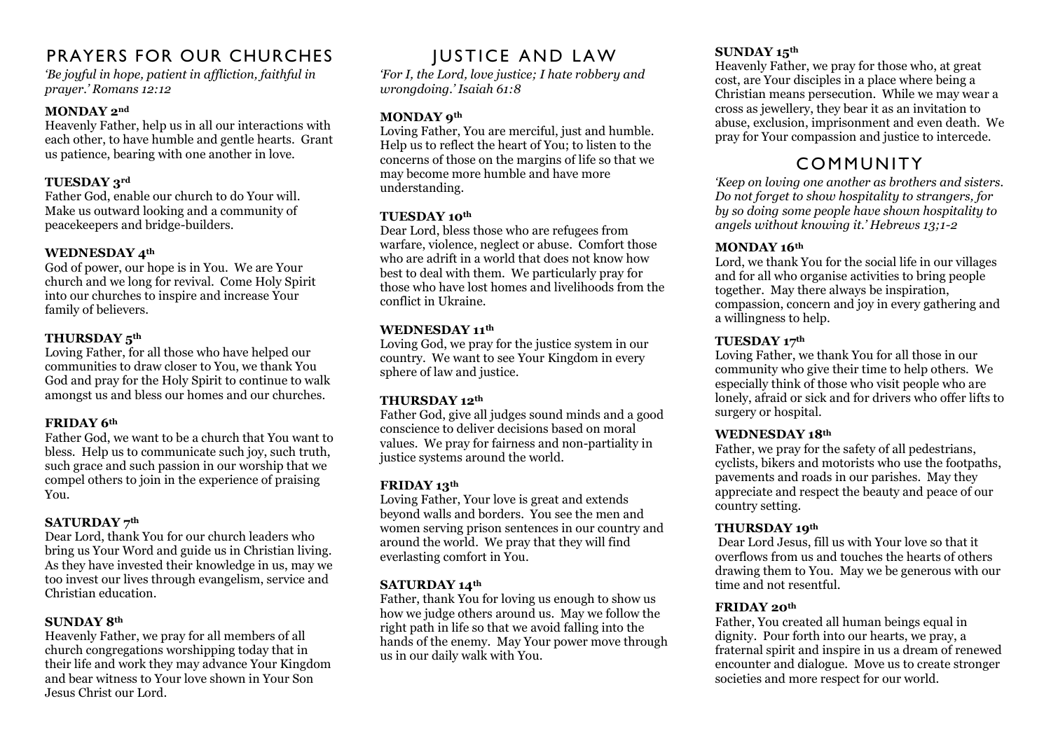## PRAYERS FOR OUR CHURCHES

*'Be joyful in hope, patient in affliction, faithful in prayer.' Romans 12:12*

**MONDAY 2nd**

Heavenly Father, help us in all our interactions with each other, to have humble and gentle hearts. Grant us patience, bearing with one another in love.

**TUESDAY 3rd**

Father God, enable our church to do Your will. Make us outward looking and a community of peacekeepers and bridge-builders.

**WEDNESDAY 4th**

God of power, our hope is in You. We are Your church and we long for revival. Come Holy Spirit into our churches to inspire and increase Your family of believers.

**THURSDAY 5th**

Loving Father, for all those who have helped our communities to draw closer to You, we thank You God and pray for the Holy Spirit to continue to walk amongst us and bless our homes and our churches.

**FRIDAY 6th**

Father God, we want to be a church that You want to bless. Help us to communicate such joy, such truth, such grace and such passion in our worship that we compel others to join in the experience of praising You.

**SATURDAY 7th**

Dear Lord, thank You for our church leaders who bring us Your Word and guide us in Christian living. As they have invested their knowledge in us, may we too invest our lives through evangelism, service and Christian education.

**SUNDAY 8th**

Heavenly Father, we pray for all members of all church congregations worshipping today that in their life and work they may advance Your Kingdom and bear witness to Your love shown in Your Son Jesus Christ our Lord.

## JUSTICE AND LAW

*'For I, the Lord, love justice; I hate robbery and wrongdoing.' Isaiah 61:8*

**MONDAY 9th**

Loving Father, You are merciful, just and humble. Help us to reflect the heart of You; to listen to the concerns of those on the margins of life so that we may become more humble and have more understanding.

**TUESDAY 10th**

Dear Lord, bless those who are refugees from warfare, violence, neglect or abuse. Comfort those who are adrift in a world that does not know how best to deal with them. We particularly pray for those who have lost homes and livelihoods from the conflict in Ukraine.

**WEDNESDAY 11th**

Loving God, we pray for the justice system in our country. We want to see Your Kingdom in every sphere of law and justice.

**THURSDAY 12th**

Father God, give all judges sound minds and a good conscience to deliver decisions based on moral values. We pray for fairness and non-partiality in justice systems around the world.

**FRIDAY 13th**

Loving Father, Your love is great and extends beyond walls and borders. You see the men and women serving prison sentences in our country and around the world. We pray that they will find everlasting comfort in You.

**SATURDAY 14th**

Father, thank You for loving us enough to show us how we judge others around us. May we follow the right path in life so that we avoid falling into the hands of the enemy. May Your power move through us in our daily walk with You.

**SUNDAY 15th**

Heavenly Father, we pray for those who, at great cost, are Your disciples in a place where being a Christian means persecution. While we may wear a cross as jewellery, they bear it as an invitation to abuse, exclusion, imprisonment and even death. We pray for Your compassion and justice to intercede.

## COMMUNITY

*'Keep on loving one another as brothers and sisters. Do not forget to show hospitality to strangers, for by so doing some people have shown hospitality to angels without knowing it.' Hebrews 13;1-2*

**MONDAY 16th**

Lord, we thank You for the social life in our villages and for all who organise activities to bring people together. May there always be inspiration, compassion, concern and joy in every gathering and a willingness to help.

**TUESDAY 17th**

Loving Father, we thank You for all those in our community who give their time to help others. We especially think of those who visit people who are lonely, afraid or sick and for drivers who offer lifts to surgery or hospital.

**WEDNESDAY 18th**

Father, we pray for the safety of all pedestrians, cyclists, bikers and motorists who use the footpaths, pavements and roads in our parishes. May they appreciate and respect the beauty and peace of our country setting.

**THURSDAY 19th**

Dear Lord Jesus, fill us with Your love so that it overflows from us and touches the hearts of others drawing them to You. May we be generous with our time and not resentful.

**FRIDAY 20th**

Father, You created all human beings equal in dignity. Pour forth into our hearts, we pray, a fraternal spirit and inspire in us a dream of renewed encounter and dialogue. Move us to create stronger societies and more respect for our world.